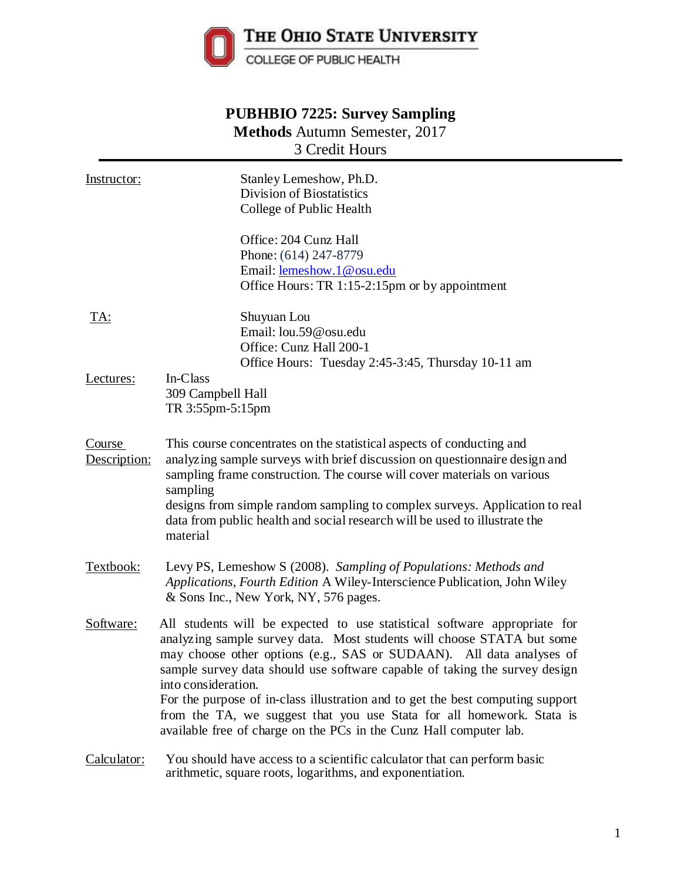**THE OHIO STATE UNIVERSITY**
COLLEGE OF PUBLIC HEALTH

# PUBHBIO 7225: Survey Sampling Methods Autumn Semester, 2017
3 Credit Hours

Instructor:
Stanley Lemeshow, Ph.D.
Division of Biostatistics
College of Public Health

Office: 204 Cunz Hall
Phone: (614) 247-8779
Email: lemeshow.1@osu.edu
Office Hours: TR 1:15-2:15pm or by appointment

TA:
Shuyuan Lou
Email: lou.59@osu.edu
Office: Cunz Hall 200-1
Office Hours: Tuesday 2:45-3:45, Thursday 10-11 am

Lectures:
In-Class
309 Campbell Hall
TR 3:55pm-5:15pm

Course Description:
This course concentrates on the statistical aspects of conducting and analyzing sample surveys with brief discussion on questionnaire design and sampling frame construction. The course will cover materials on various sampling designs from simple random sampling to complex surveys. Application to real data from public health and social research will be used to illustrate the material

Textbook:
Levy PS, Lemeshow S (2008). *Sampling of Populations: Methods and Applications, Fourth Edition* A Wiley-Interscience Publication, John Wiley & Sons Inc., New York, NY, 576 pages.

Software:
All students will be expected to use statistical software appropriate for analyzing sample survey data. Most students will choose STATA but some may choose other options (e.g., SAS or SUDAAN). All data analyses of sample survey data should use software capable of taking the survey design into consideration.
For the purpose of in-class illustration and to get the best computing support from the TA, we suggest that you use Stata for all homework. Stata is available free of charge on the PCs in the Cunz Hall computer lab.

Calculator:
You should have access to a scientific calculator that can perform basic arithmetic, square roots, logarithms, and exponentiation.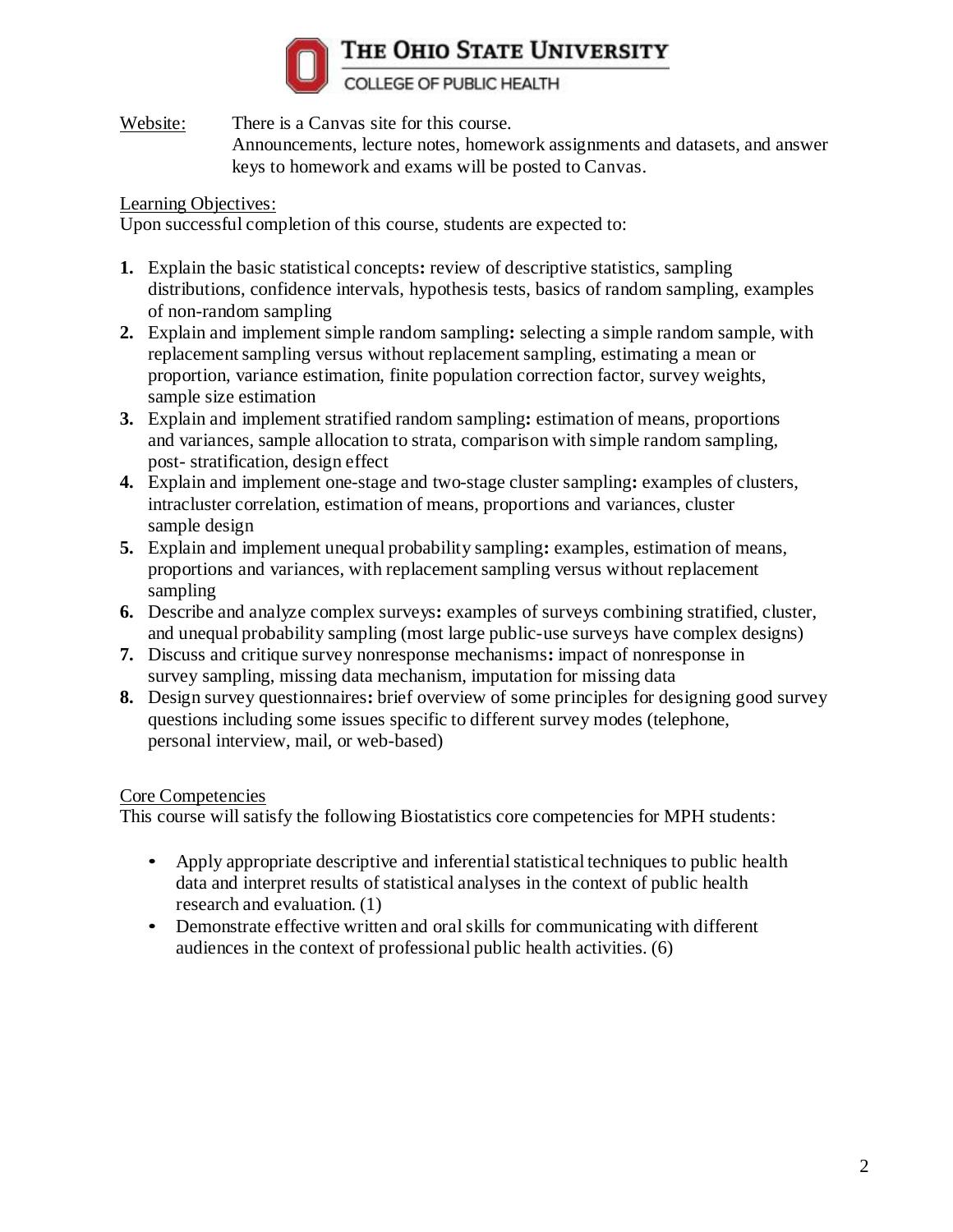Website: There is a Canvas site for this course.
Announcements, lecture notes, homework assignments and datasets, and answer keys to homework and exams will be posted to Canvas.

Learning Objectives:

Upon successful completion of this course, students are expected to:

1. Explain the basic statistical concepts**:** review of descriptive statistics, sampling distributions, confidence intervals, hypothesis tests, basics of random sampling, examples of non-random sampling
2. Explain and implement simple random sampling**:** selecting a simple random sample, with replacement sampling versus without replacement sampling, estimating a mean or proportion, variance estimation, finite population correction factor, survey weights, sample size estimation
3. Explain and implement stratified random sampling**:** estimation of means, proportions and variances, sample allocation to strata, comparison with simple random sampling, post- stratification, design effect
4. Explain and implement one-stage and two-stage cluster sampling**:** examples of clusters, intracluster correlation, estimation of means, proportions and variances, cluster sample design
5. Explain and implement unequal probability sampling**:** examples, estimation of means, proportions and variances, with replacement sampling versus without replacement sampling
6. Describe and analyze complex surveys**:** examples of surveys combining stratified, cluster, and unequal probability sampling (most large public-use surveys have complex designs)
7. Discuss and critique survey nonresponse mechanisms**:** impact of nonresponse in survey sampling, missing data mechanism, imputation for missing data
8. Design survey questionnaires**:** brief overview of some principles for designing good survey questions including some issues specific to different survey modes (telephone, personal interview, mail, or web-based)

Core Competencies

This course will satisfy the following Biostatistics core competencies for MPH students:

- Apply appropriate descriptive and inferential statistical techniques to public health data and interpret results of statistical analyses in the context of public health research and evaluation. (1)
- Demonstrate effective written and oral skills for communicating with different audiences in the context of professional public health activities. (6)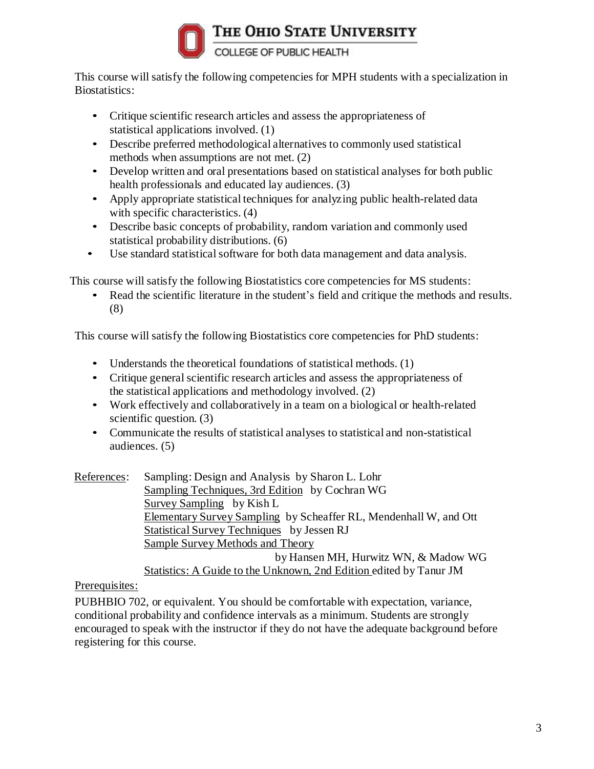This course will satisfy the following competencies for MPH students with a specialization in Biostatistics:

- Critique scientific research articles and assess the appropriateness of statistical applications involved. (1)
- Describe preferred methodological alternatives to commonly used statistical methods when assumptions are not met. (2)
- Develop written and oral presentations based on statistical analyses for both public health professionals and educated lay audiences. (3)
- Apply appropriate statistical techniques for analyzing public health-related data with specific characteristics. (4)
- Describe basic concepts of probability, random variation and commonly used statistical probability distributions. (6)
- Use standard statistical software for both data management and data analysis.

This course will satisfy the following Biostatistics core competencies for MS students:

- Read the scientific literature in the student's field and critique the methods and results. (8)

This course will satisfy the following Biostatistics core competencies for PhD students:

- Understands the theoretical foundations of statistical methods. (1)
- Critique general scientific research articles and assess the appropriateness of the statistical applications and methodology involved. (2)
- Work effectively and collaboratively in a team on a biological or health-related scientific question. (3)
- Communicate the results of statistical analyses to statistical and non-statistical audiences. (5)

References:
- Sampling: Design and Analysis by Sharon L. Lohr
- Sampling Techniques, 3rd Edition by Cochran WG
- Survey Sampling by Kish L
- Elementary Survey Sampling by Scheaffer RL, Mendenhall W, and Ott
- Statistical Survey Techniques by Jessen RJ
- Sample Survey Methods and Theory by Hansen MH, Hurwitz WN, & Madow WG
- Statistics: A Guide to the Unknown, 2nd Edition edited by Tanur JM

Prerequisites:

PUBHBIO 702, or equivalent. You should be comfortable with expectation, variance, conditional probability and confidence intervals as a minimum. Students are strongly encouraged to speak with the instructor if they do not have the adequate background before registering for this course.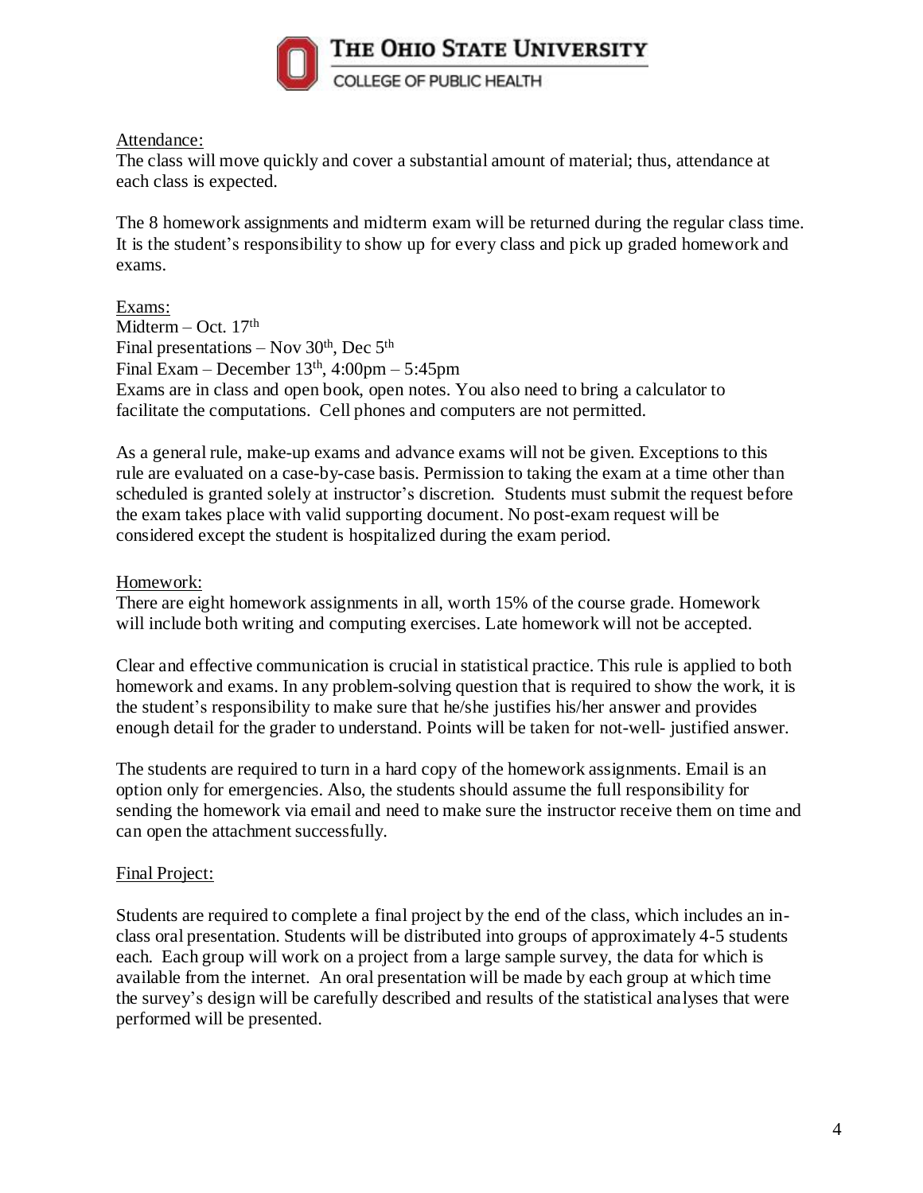Attendance:

The class will move quickly and cover a substantial amount of material; thus, attendance at each class is expected.

The 8 homework assignments and midterm exam will be returned during the regular class time. It is the student's responsibility to show up for every class and pick up graded homework and exams.

Exams:

Midterm – Oct. 17th
Final presentations – Nov 30th, Dec 5th
Final Exam – December 13th, 4:00pm – 5:45pm
Exams are in class and open book, open notes. You also need to bring a calculator to facilitate the computations. Cell phones and computers are not permitted.

As a general rule, make-up exams and advance exams will not be given. Exceptions to this rule are evaluated on a case-by-case basis. Permission to taking the exam at a time other than scheduled is granted solely at instructor's discretion. Students must submit the request before the exam takes place with valid supporting document. No post-exam request will be considered except the student is hospitalized during the exam period.

Homework:

There are eight homework assignments in all, worth 15% of the course grade. Homework will include both writing and computing exercises. Late homework will not be accepted.

Clear and effective communication is crucial in statistical practice. This rule is applied to both homework and exams. In any problem-solving question that is required to show the work, it is the student's responsibility to make sure that he/she justifies his/her answer and provides enough detail for the grader to understand. Points will be taken for not-well- justified answer.

The students are required to turn in a hard copy of the homework assignments. Email is an option only for emergencies. Also, the students should assume the full responsibility for sending the homework via email and need to make sure the instructor receive them on time and can open the attachment successfully.

Final Project:

Students are required to complete a final project by the end of the class, which includes an in-class oral presentation. Students will be distributed into groups of approximately 4-5 students each. Each group will work on a project from a large sample survey, the data for which is available from the internet. An oral presentation will be made by each group at which time the survey's design will be carefully described and results of the statistical analyses that were performed will be presented.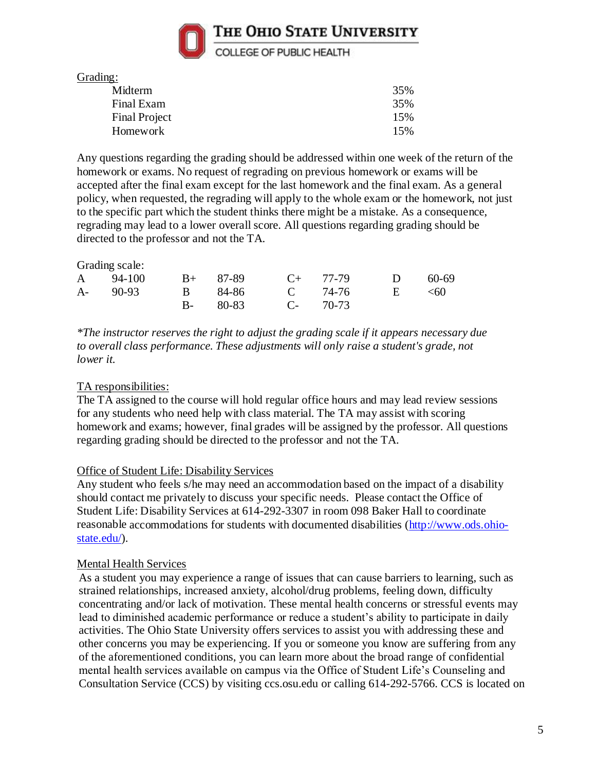Grading:

| | |
|---|---|
| Midterm | 35% |
| Final Exam | 35% |
| Final Project | 15% |
| Homework | 15% |

Any questions regarding the grading should be addressed within one week of the return of the homework or exams. No request of regrading on previous homework or exams will be accepted after the final exam except for the last homework and the final exam. As a general policy, when requested, the regrading will apply to the whole exam or the homework, not just to the specific part which the student thinks there might be a mistake. As a consequence, regrading may lead to a lower overall score. All questions regarding grading should be directed to the professor and not the TA.

Grading scale:

| | | | | | | | |
|---|---|---|---|---|---|---|---|
| A | 94-100 | B+ | 87-89 | C+ | 77-79 | D | 60-69 |
| A- | 90-93 | B | 84-86 | C | 74-76 | E | <60 |
| | | B- | 80-83 | C- | 70-73 | | |

*\*The instructor reserves the right to adjust the grading scale if it appears necessary due to overall class performance. These adjustments will only raise a student's grade, not lower it.*

TA responsibilities:
The TA assigned to the course will hold regular office hours and may lead review sessions for any students who need help with class material. The TA may assist with scoring homework and exams; however, final grades will be assigned by the professor. All questions regarding grading should be directed to the professor and not the TA.

Office of Student Life: Disability Services
Any student who feels s/he may need an accommodation based on the impact of a disability should contact me privately to discuss your specific needs. Please contact the Office of Student Life: Disability Services at 614-292-3307 in room 098 Baker Hall to coordinate reasonable accommodations for students with documented disabilities (http://www.ods.ohio-state.edu/).

Mental Health Services
As a student you may experience a range of issues that can cause barriers to learning, such as strained relationships, increased anxiety, alcohol/drug problems, feeling down, difficulty concentrating and/or lack of motivation. These mental health concerns or stressful events may lead to diminished academic performance or reduce a student's ability to participate in daily activities. The Ohio State University offers services to assist you with addressing these and other concerns you may be experiencing. If you or someone you know are suffering from any of the aforementioned conditions, you can learn more about the broad range of confidential mental health services available on campus via the Office of Student Life's Counseling and Consultation Service (CCS) by visiting ccs.osu.edu or calling 614-292-5766. CCS is located on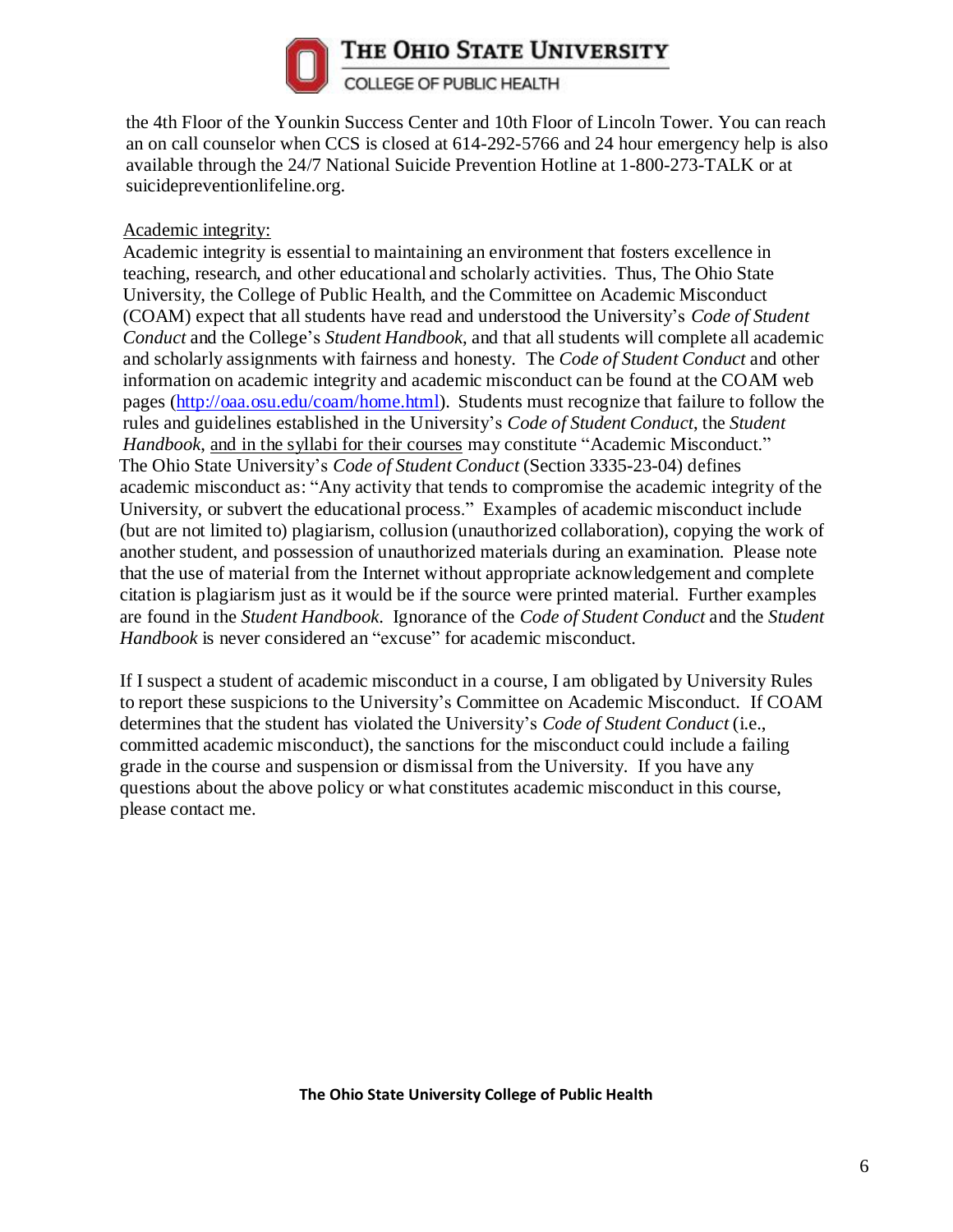the 4th Floor of the Younkin Success Center and 10th Floor of Lincoln Tower. You can reach an on call counselor when CCS is closed at 614-292-5766 and 24 hour emergency help is also available through the 24/7 National Suicide Prevention Hotline at 1-800-273-TALK or at suicidepreventionlifeline.org.

Academic integrity:

Academic integrity is essential to maintaining an environment that fosters excellence in teaching, research, and other educational and scholarly activities. Thus, The Ohio State University, the College of Public Health, and the Committee on Academic Misconduct (COAM) expect that all students have read and understood the University's *Code of Student Conduct* and the College's *Student Handbook*, and that all students will complete all academic and scholarly assignments with fairness and honesty. The *Code of Student Conduct* and other information on academic integrity and academic misconduct can be found at the COAM web pages (http://oaa.osu.edu/coam/home.html). Students must recognize that failure to follow the rules and guidelines established in the University's *Code of Student Conduct*, the *Student Handbook*, and in the syllabi for their courses may constitute "Academic Misconduct." The Ohio State University's *Code of Student Conduct* (Section 3335-23-04) defines academic misconduct as: "Any activity that tends to compromise the academic integrity of the University, or subvert the educational process." Examples of academic misconduct include (but are not limited to) plagiarism, collusion (unauthorized collaboration), copying the work of another student, and possession of unauthorized materials during an examination. Please note that the use of material from the Internet without appropriate acknowledgement and complete citation is plagiarism just as it would be if the source were printed material. Further examples are found in the *Student Handbook*. Ignorance of the *Code of Student Conduct* and the *Student Handbook* is never considered an "excuse" for academic misconduct.

If I suspect a student of academic misconduct in a course, I am obligated by University Rules to report these suspicions to the University's Committee on Academic Misconduct. If COAM determines that the student has violated the University's *Code of Student Conduct* (i.e., committed academic misconduct), the sanctions for the misconduct could include a failing grade in the course and suspension or dismissal from the University. If you have any questions about the above policy or what constitutes academic misconduct in this course, please contact me.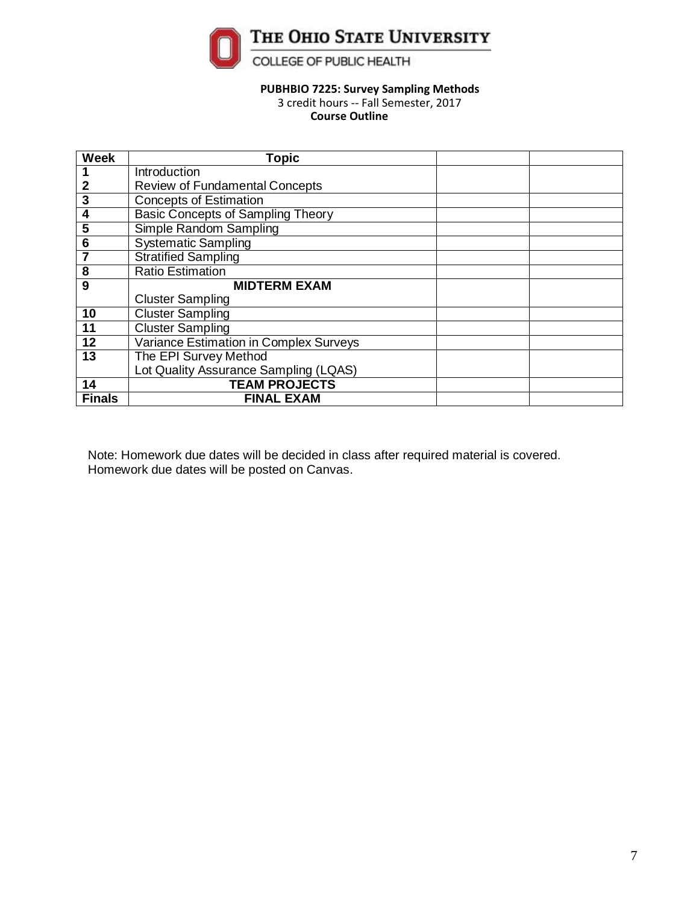THE OHIO STATE UNIVERSITY

COLLEGE OF PUBLIC HEALTH

**PUBHBIO 7225: Survey Sampling Methods**

3 credit hours -- Fall Semester, 2017

**Course Outline**

| Week | Topic | | |
|---|---|---|---|
| 1<br>2 | Introduction<br>Review of Fundamental Concepts | | |
| 3 | Concepts of Estimation | | |
| 4 | Basic Concepts of Sampling Theory | | |
| 5 | Simple Random Sampling | | |
| 6 | Systematic Sampling | | |
| 7 | Stratified Sampling | | |
| 8 | Ratio Estimation | | |
| 9 | **MIDTERM EXAM**<br>Cluster Sampling | | |
| 10 | Cluster Sampling | | |
| 11 | Cluster Sampling | | |
| 12 | Variance Estimation in Complex Surveys | | |
| 13 | The EPI Survey Method<br>Lot Quality Assurance Sampling (LQAS) | | |
| 14 | **TEAM PROJECTS** | | |
| Finals | **FINAL EXAM** | | |

Note: Homework due dates will be decided in class after required material is covered. Homework due dates will be posted on Canvas.